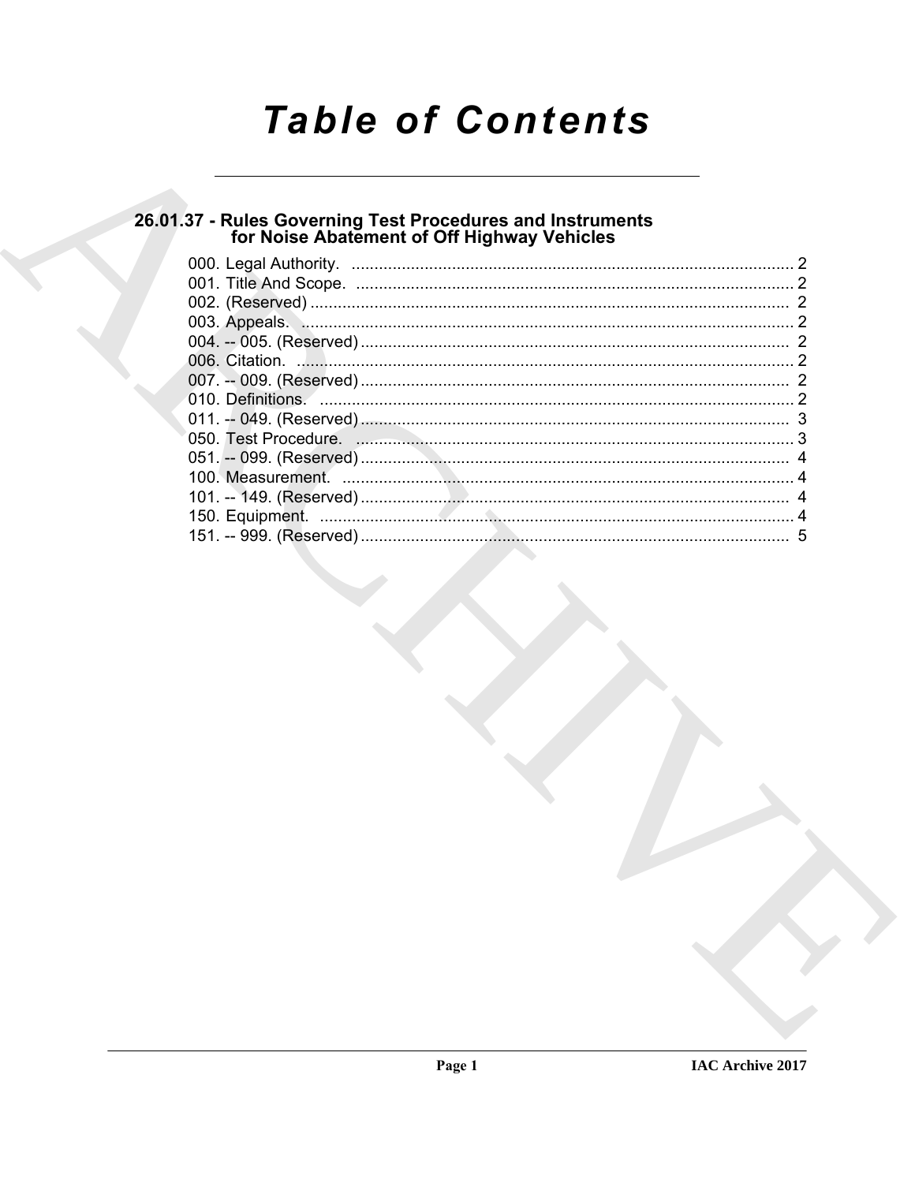# Table of Contents

## 26.01.37 - Rules Governing Test Procedures and Instruments for Noise Abatement of Off Highway Vehicles

000. Legal Authority. ..................................................................................... 2
001. Title And Scope. ..................................................................................... 2
002. (Reserved) ............................................................................................. 2
003. Appeals. ................................................................................................. 2
004. -- 005. (Reserved) ................................................................................. 2
006. Citation. ................................................................................................. 2
007. -- 009. (Reserved) ................................................................................. 2
010. Definitions. ............................................................................................ 2
011. -- 049. (Reserved) ................................................................................. 3
050. Test Procedure. ..................................................................................... 3
051. -- 099. (Reserved) ................................................................................. 4
100. Measurement. ........................................................................................ 4
101. -- 149. (Reserved) ................................................................................. 4
150. Equipment. ............................................................................................. 4
151. -- 999. (Reserved) ................................................................................. 5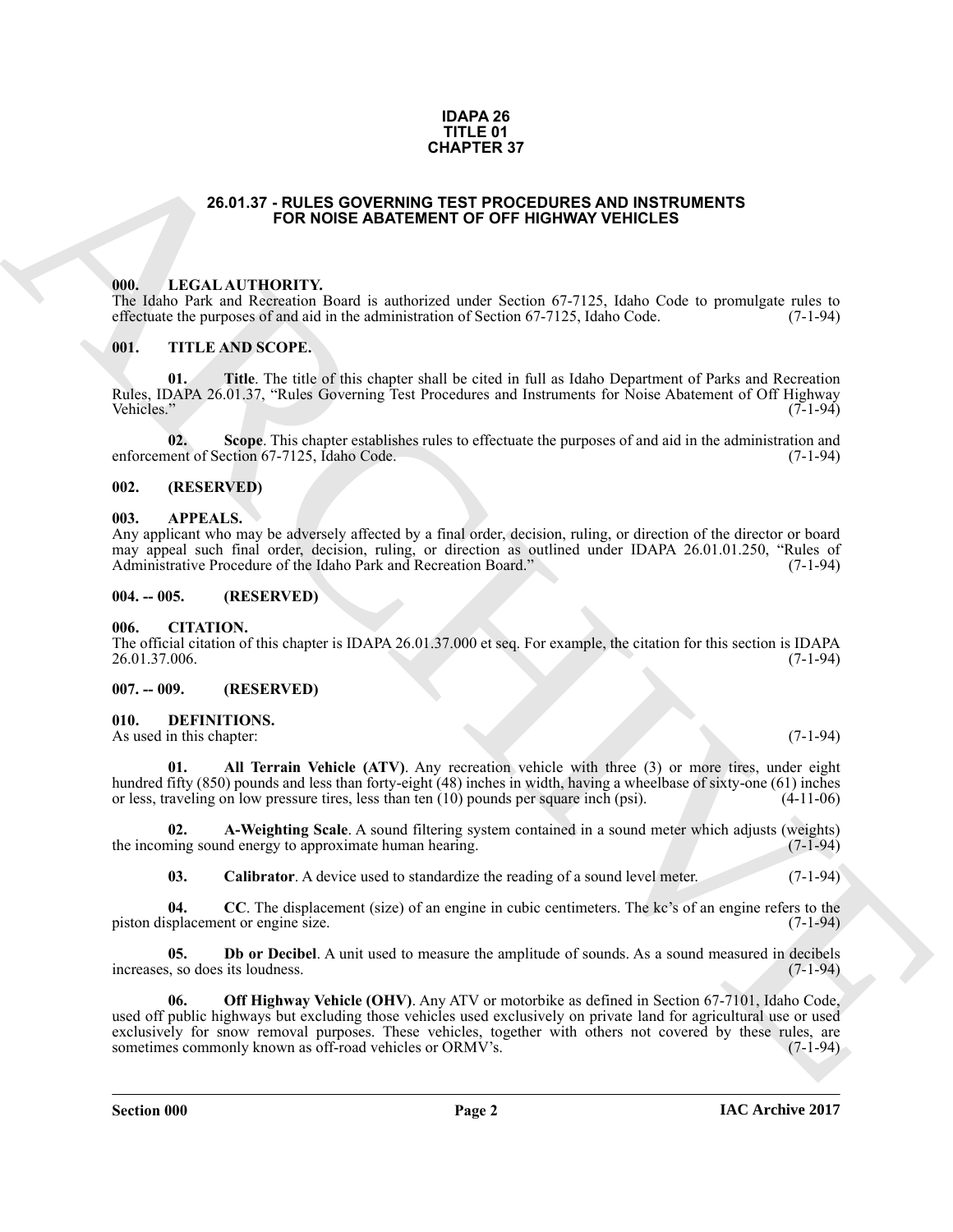**IDAPA 26**
**TITLE 01**
**CHAPTER 37**

# 26.01.37 - RULES GOVERNING TEST PROCEDURES AND INSTRUMENTS FOR NOISE ABATEMENT OF OFF HIGHWAY VEHICLES

## 000. LEGAL AUTHORITY.

The Idaho Park and Recreation Board is authorized under Section 67-7125, Idaho Code to promulgate rules to effectuate the purposes of and aid in the administration of Section 67-7125, Idaho Code. (7-1-94)

## 001. TITLE AND SCOPE.

**01. Title**. The title of this chapter shall be cited in full as Idaho Department of Parks and Recreation Rules, IDAPA 26.01.37, "Rules Governing Test Procedures and Instruments for Noise Abatement of Off Highway Vehicles." (7-1-94)

**02. Scope**. This chapter establishes rules to effectuate the purposes of and aid in the administration and enforcement of Section 67-7125, Idaho Code. (7-1-94)

## 002. (RESERVED)

## 003. APPEALS.

Any applicant who may be adversely affected by a final order, decision, ruling, or direction of the director or board may appeal such final order, decision, ruling, or direction as outlined under IDAPA 26.01.01.250, "Rules of Administrative Procedure of the Idaho Park and Recreation Board." (7-1-94)

## 004. -- 005. (RESERVED)

## 006. CITATION.

The official citation of this chapter is IDAPA 26.01.37.000 et seq. For example, the citation for this section is IDAPA 26.01.37.006. (7-1-94)

## 007. -- 009. (RESERVED)

## 010. DEFINITIONS.

As used in this chapter: (7-1-94)

**01. All Terrain Vehicle (ATV)**. Any recreation vehicle with three (3) or more tires, under eight hundred fifty (850) pounds and less than forty-eight (48) inches in width, having a wheelbase of sixty-one (61) inches or less, traveling on low pressure tires, less than ten (10) pounds per square inch (psi). (4-11-06)

**02. A-Weighting Scale**. A sound filtering system contained in a sound meter which adjusts (weights) the incoming sound energy to approximate human hearing. (7-1-94)

**03. Calibrator**. A device used to standardize the reading of a sound level meter. (7-1-94)

**04. CC**. The displacement (size) of an engine in cubic centimeters. The kc's of an engine refers to the piston displacement or engine size. (7-1-94)

**05. Db or Decibel**. A unit used to measure the amplitude of sounds. As a sound measured in decibels increases, so does its loudness. (7-1-94)

**06. Off Highway Vehicle (OHV)**. Any ATV or motorbike as defined in Section 67-7101, Idaho Code, used off public highways but excluding those vehicles used exclusively on private land for agricultural use or used exclusively for snow removal purposes. These vehicles, together with others not covered by these rules, are sometimes commonly known as off-road vehicles or ORMV's. (7-1-94)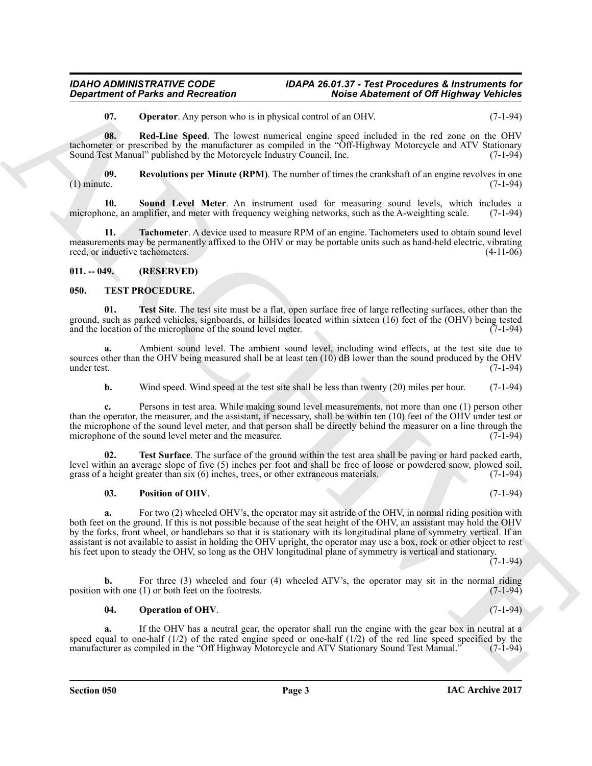**07. Operator**. Any person who is in physical control of an OHV. (7-1-94)

**08. Red-Line Speed**. The lowest numerical engine speed included in the red zone on the OHV tachometer or prescribed by the manufacturer as compiled in the "Off-Highway Motorcycle and ATV Stationary Sound Test Manual" published by the Motorcycle Industry Council, Inc. (7-1-94)

**09. Revolutions per Minute (RPM)**. The number of times the crankshaft of an engine revolves in one (1) minute. (7-1-94)

**10. Sound Level Meter**. An instrument used for measuring sound levels, which includes a microphone, an amplifier, and meter with frequency weighing networks, such as the A-weighting scale. (7-1-94)

**11. Tachometer**. A device used to measure RPM of an engine. Tachometers used to obtain sound level measurements may be permanently affixed to the OHV or may be portable units such as hand-held electric, vibrating reed, or inductive tachometers. (4-11-06)

## 011. -- 049. (RESERVED)

## 050. TEST PROCEDURE.

**01. Test Site**. The test site must be a flat, open surface free of large reflecting surfaces, other than the ground, such as parked vehicles, signboards, or hillsides located within sixteen (16) feet of the (OHV) being tested and the location of the microphone of the sound level meter. (7-1-94)

**a.** Ambient sound level. The ambient sound level, including wind effects, at the test site due to sources other than the OHV being measured shall be at least ten (10) dB lower than the sound produced by the OHV under test. (7-1-94)

**b.** Wind speed. Wind speed at the test site shall be less than twenty (20) miles per hour. (7-1-94)

**c.** Persons in test area. While making sound level measurements, not more than one (1) person other than the operator, the measurer, and the assistant, if necessary, shall be within ten (10) feet of the OHV under test or the microphone of the sound level meter, and that person shall be directly behind the measurer on a line through the microphone of the sound level meter and the measurer. (7-1-94)

**02. Test Surface**. The surface of the ground within the test area shall be paving or hard packed earth, level within an average slope of five (5) inches per foot and shall be free of loose or powdered snow, plowed soil, grass of a height greater than six (6) inches, trees, or other extraneous materials. (7-1-94)

**03. Position of OHV**. (7-1-94)

**a.** For two (2) wheeled OHV's, the operator may sit astride of the OHV, in normal riding position with both feet on the ground. If this is not possible because of the seat height of the OHV, an assistant may hold the OHV by the forks, front wheel, or handlebars so that it is stationary with its longitudinal plane of symmetry vertical. If an assistant is not available to assist in holding the OHV upright, the operator may use a box, rock or other object to rest his feet upon to steady the OHV, so long as the OHV longitudinal plane of symmetry is vertical and stationary. (7-1-94)

**b.** For three (3) wheeled and four (4) wheeled ATV's, the operator may sit in the normal riding position with one (1) or both feet on the footrests. (7-1-94)

**04. Operation of OHV**. (7-1-94)

**a.** If the OHV has a neutral gear, the operator shall run the engine with the gear box in neutral at a speed equal to one-half (1/2) of the rated engine speed or one-half (1/2) of the red line speed specified by the manufacturer as compiled in the "Off Highway Motorcycle and ATV Stationary Sound Test Manual." (7-1-94)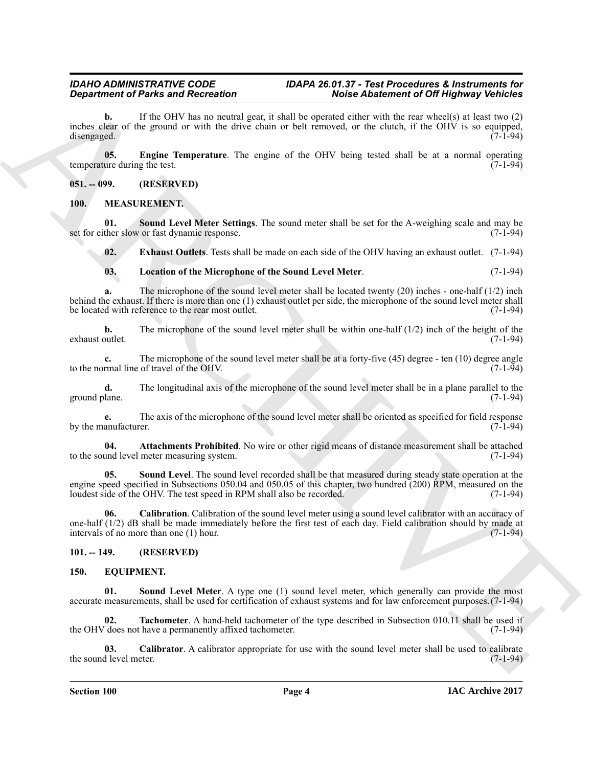**b.** If the OHV has no neutral gear, it shall be operated either with the rear wheel(s) at least two (2) inches clear of the ground or with the drive chain or belt removed, or the clutch, if the OHV is so equipped, disengaged. (7-1-94)

**05. Engine Temperature**. The engine of the OHV being tested shall be at a normal operating temperature during the test. (7-1-94)

## 051. -- 099. (RESERVED)

## 100. MEASUREMENT.

**01. Sound Level Meter Settings**. The sound meter shall be set for the A-weighing scale and may be set for either slow or fast dynamic response. (7-1-94)

**02. Exhaust Outlets**. Tests shall be made on each side of the OHV having an exhaust outlet. (7-1-94)

**03. Location of the Microphone of the Sound Level Meter**. (7-1-94)

**a.** The microphone of the sound level meter shall be located twenty (20) inches - one-half (1/2) inch behind the exhaust. If there is more than one (1) exhaust outlet per side, the microphone of the sound level meter shall be located with reference to the rear most outlet. (7-1-94)

**b.** The microphone of the sound level meter shall be within one-half (1/2) inch of the height of the exhaust outlet. (7-1-94)

**c.** The microphone of the sound level meter shall be at a forty-five (45) degree - ten (10) degree angle to the normal line of travel of the OHV. (7-1-94)

**d.** The longitudinal axis of the microphone of the sound level meter shall be in a plane parallel to the ground plane. (7-1-94)

**e.** The axis of the microphone of the sound level meter shall be oriented as specified for field response by the manufacturer. (7-1-94)

**04. Attachments Prohibited**. No wire or other rigid means of distance measurement shall be attached to the sound level meter measuring system. (7-1-94)

**05. Sound Level**. The sound level recorded shall be that measured during steady state operation at the engine speed specified in Subsections 050.04 and 050.05 of this chapter, two hundred (200) RPM, measured on the loudest side of the OHV. The test speed in RPM shall also be recorded. (7-1-94)

**06. Calibration**. Calibration of the sound level meter using a sound level calibrator with an accuracy of one-half (1/2) dB shall be made immediately before the first test of each day. Field calibration should by made at intervals of no more than one (1) hour. (7-1-94)

## 101. -- 149. (RESERVED)

## 150. EQUIPMENT.

**01. Sound Level Meter**. A type one (1) sound level meter, which generally can provide the most accurate measurements, shall be used for certification of exhaust systems and for law enforcement purposes. (7-1-94)

**02. Tachometer**. A hand-held tachometer of the type described in Subsection 010.11 shall be used if the OHV does not have a permanently affixed tachometer. (7-1-94)

**03. Calibrator**. A calibrator appropriate for use with the sound level meter shall be used to calibrate the sound level meter. (7-1-94)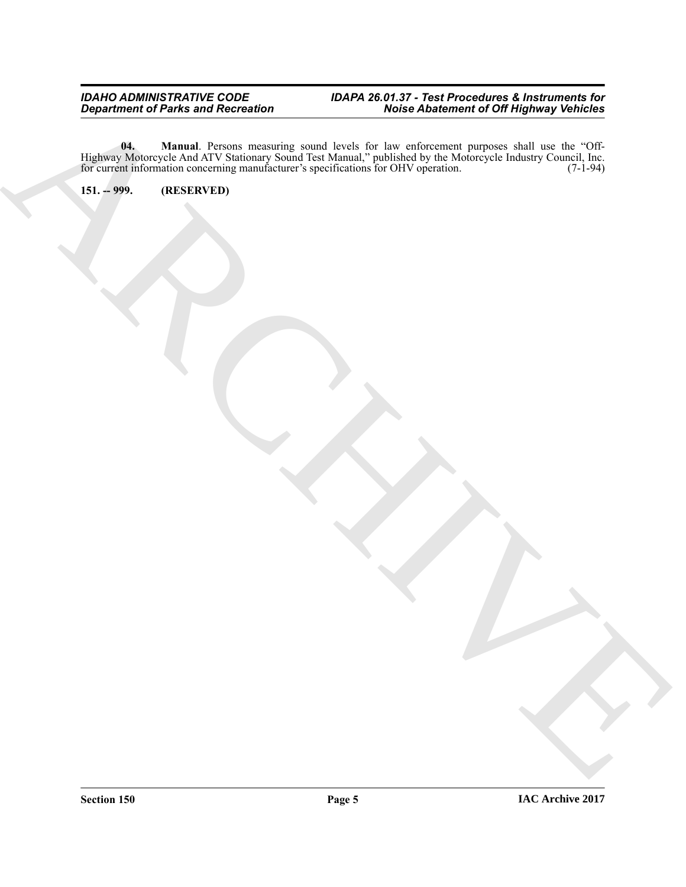**04. Manual**. Persons measuring sound levels for law enforcement purposes shall use the "Off-Highway Motorcycle And ATV Stationary Sound Test Manual," published by the Motorcycle Industry Council, Inc. for current information concerning manufacturer's specifications for OHV operation. (7-1-94)

**151. -- 999. (RESERVED)**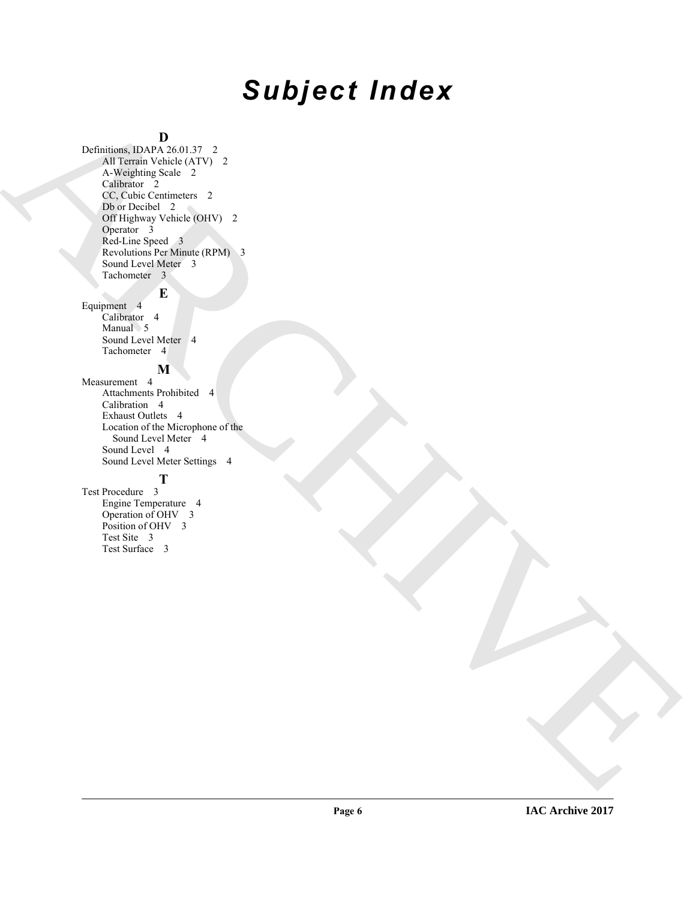# Subject Index

**D**

Definitions, IDAPA 26.01.37 2
- All Terrain Vehicle (ATV) 2
- A-Weighting Scale 2
- Calibrator 2
- CC, Cubic Centimeters 2
- Db or Decibel 2
- Off Highway Vehicle (OHV) 2
- Operator 3
- Red-Line Speed 3
- Revolutions Per Minute (RPM) 3
- Sound Level Meter 3
- Tachometer 3

**E**

Equipment 4
- Calibrator 4
- Manual 5
- Sound Level Meter 4
- Tachometer 4

**M**

Measurement 4
- Attachments Prohibited 4
- Calibration 4
- Exhaust Outlets 4
- Location of the Microphone of the Sound Level Meter 4
- Sound Level 4
- Sound Level Meter Settings 4

**T**

Test Procedure 3
- Engine Temperature 4
- Operation of OHV 3
- Position of OHV 3
- Test Site 3
- Test Surface 3